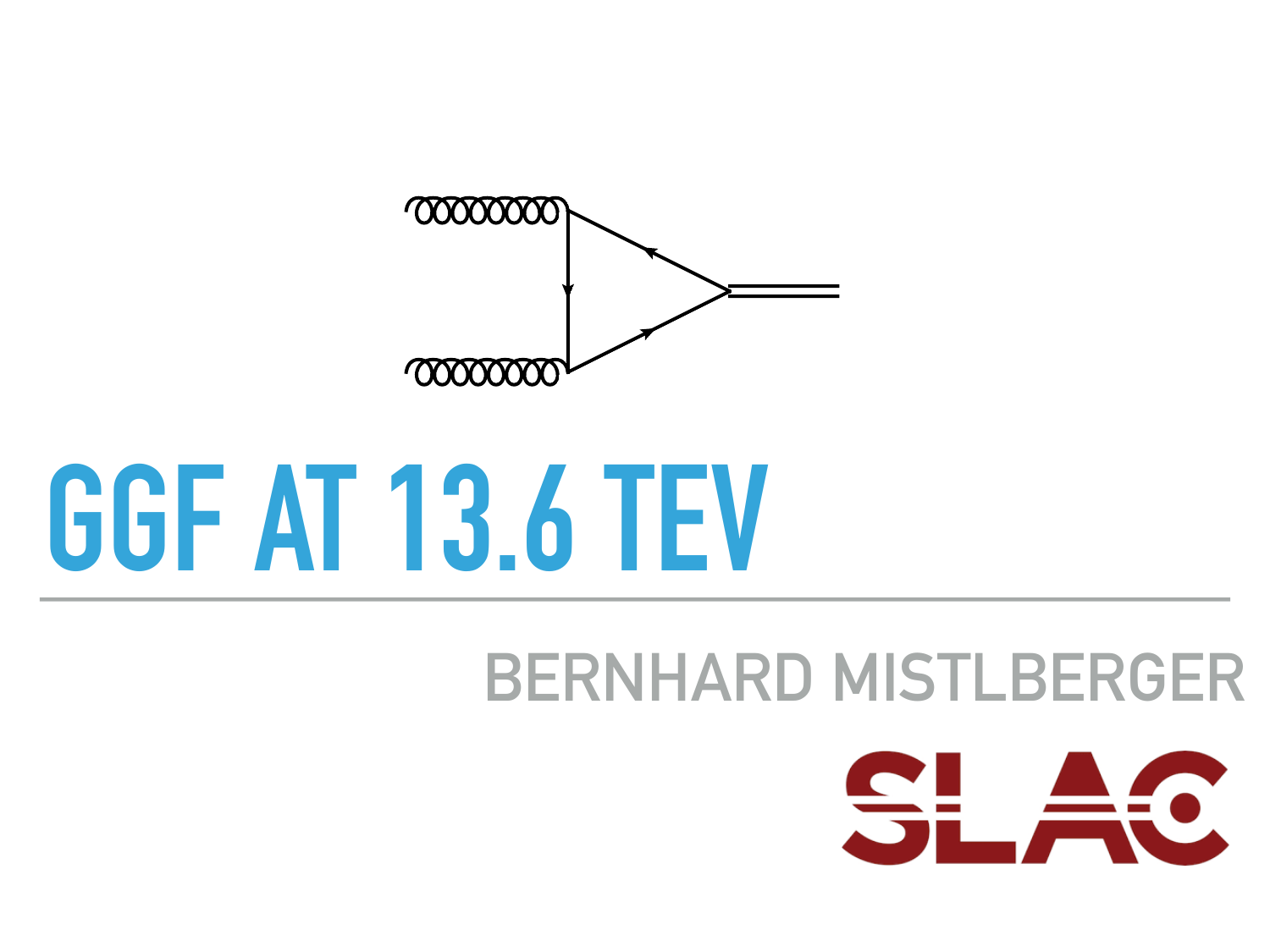# GGF AT 13.6 TEV

BERNHARD MISTLBERGER

SLAC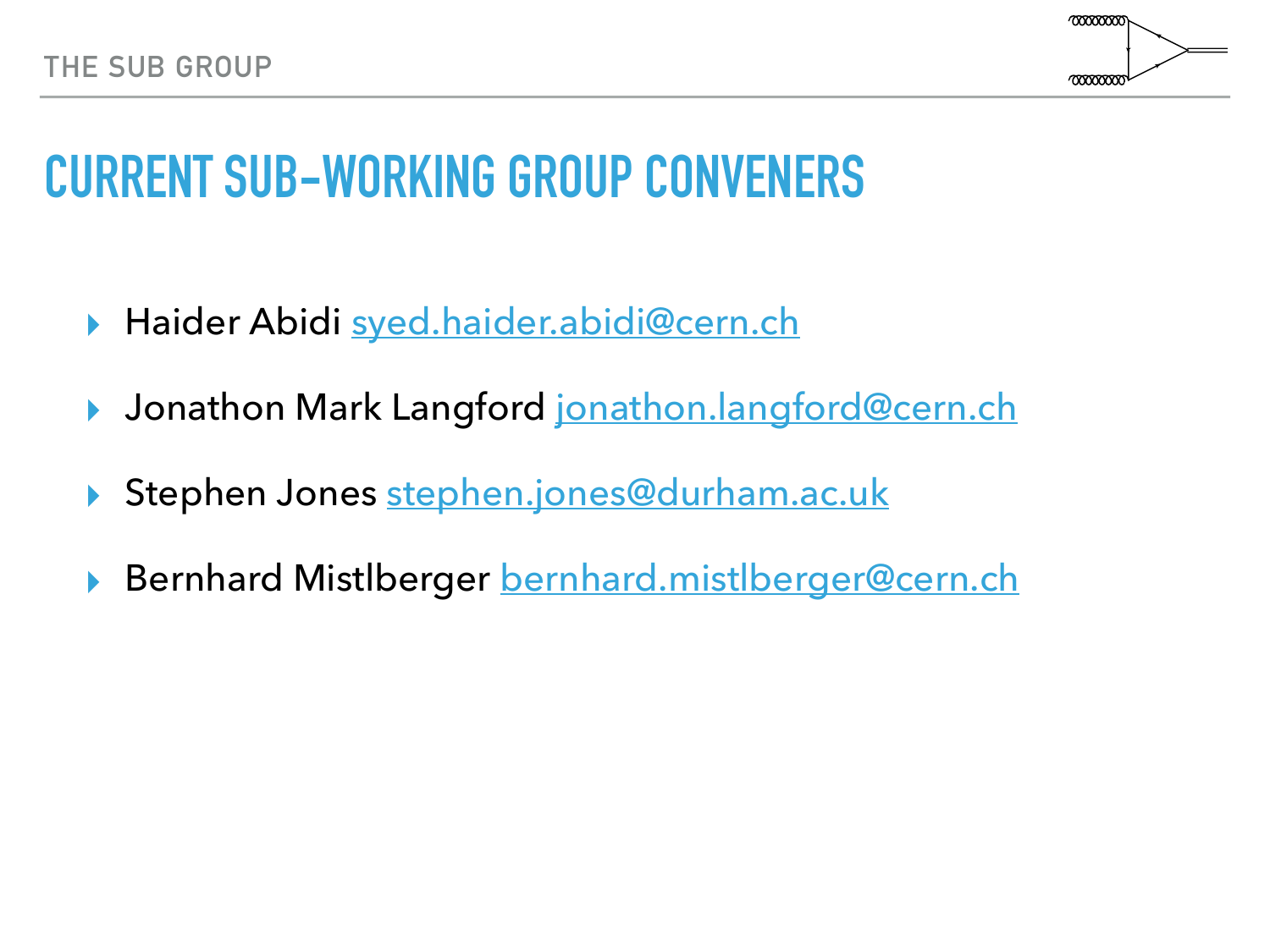# CURRENT SUB-WORKING GROUP CONVENERS

- Haider Abidi syed.haider.abidi@cern.ch
- Jonathon Mark Langford jonathon.langford@cern.ch
- Stephen Jones stephen.jones@durham.ac.uk
- Bernhard Mistlberger bernhard.mistlberger@cern.ch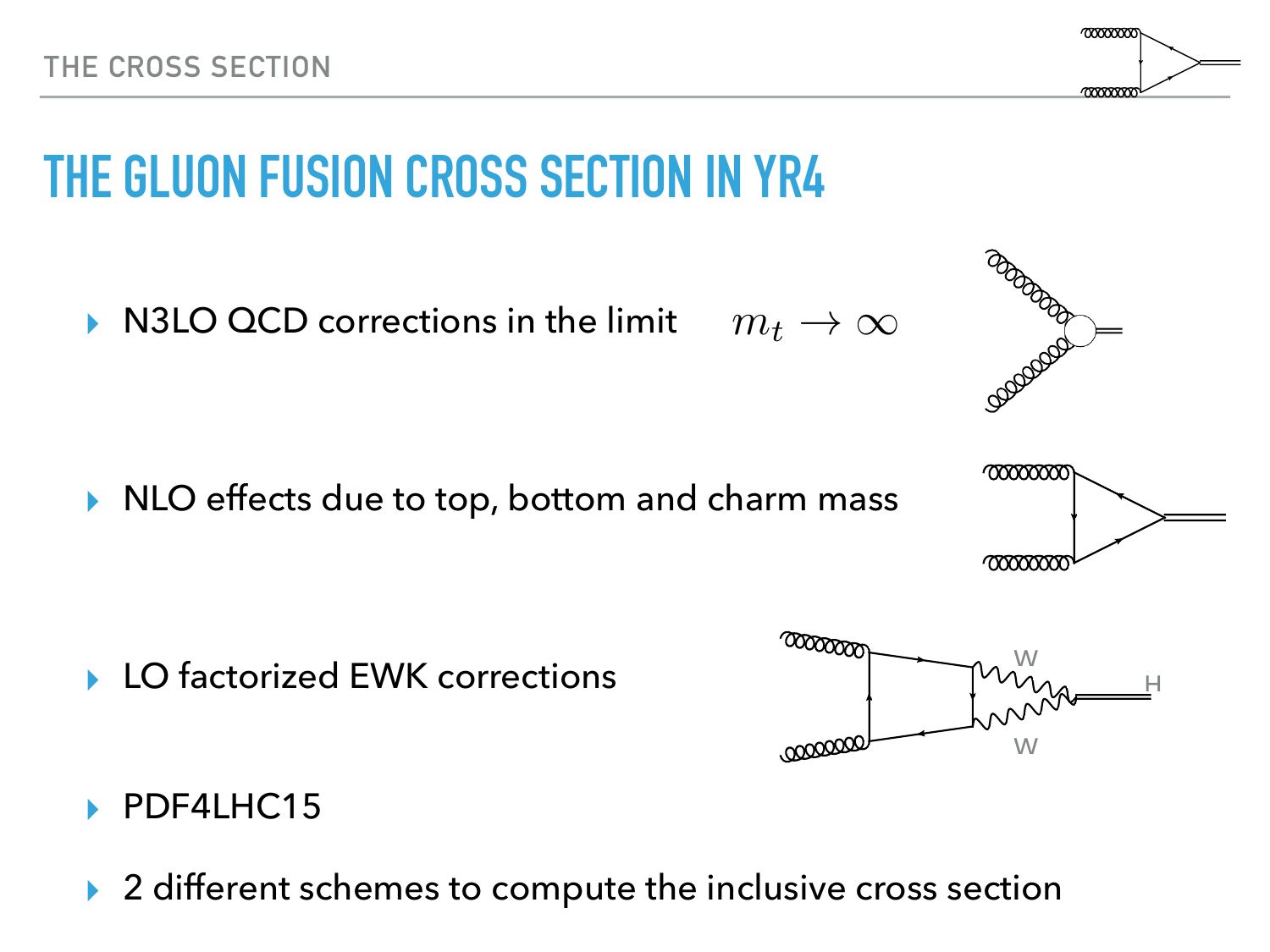## THE GLUON FUSION CROSS SECTION IN YR4

- N3LO QCD corrections in the limit $m_t \to \infty$
- NLO effects due to top, bottom and charm mass
- LO factorized EWK corrections

W

W

H

- PDF4LHC15
- 2 different schemes to compute the inclusive cross section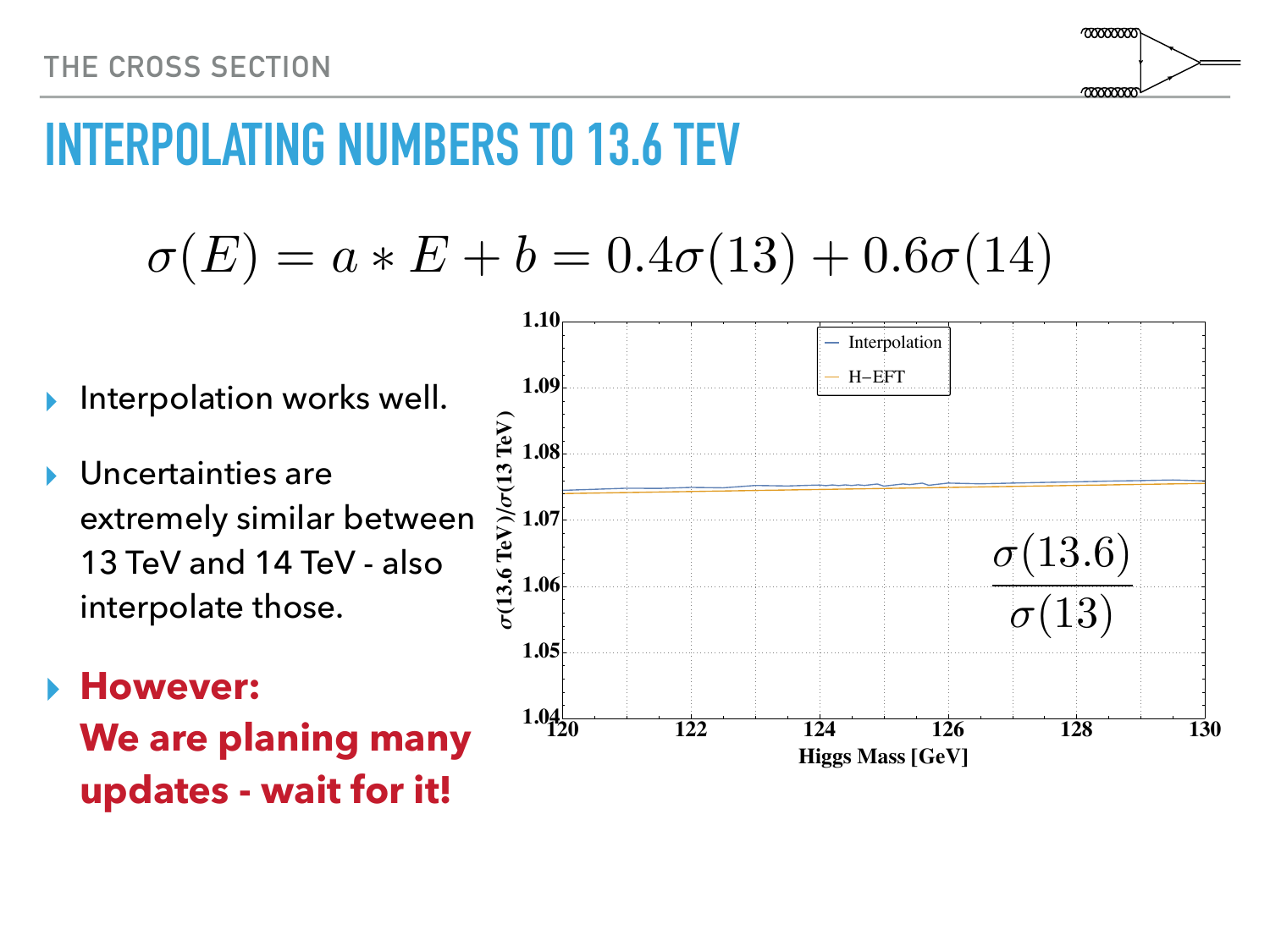THE CROSS SECTION

# INTERPOLATING NUMBERS TO 13.6 TEV

$$\sigma(E) = a * E + b = 0.4\sigma(13) + 0.6\sigma(14)$$

- Interpolation works well.
- Uncertainties are extremely similar between 13 TeV and 14 TeV - also interpolate those.
- **However: We are planing many updates - wait for it!**

Interpolation
H−EFT
$\sigma$(13.6 TeV)/$\sigma$(13 TeV)
Higgs Mass [GeV]
1.04
1.05
1.06
1.07
1.08
1.09
1.10
120
122
124
126
128
130

$$\frac{\sigma(13.6)}{\sigma(13)}$$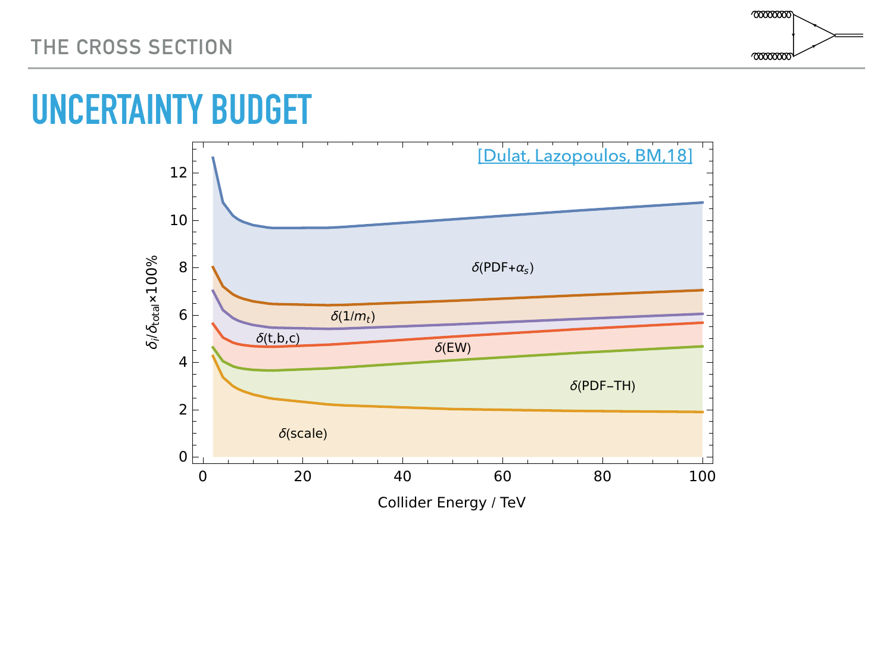## THE CROSS SECTION

# UNCERTAINTY BUDGET

[Dulat, Lazopoulos, BM,18]

$\delta_i/\delta_{\text{total}}\times 100\%$

12
10
8
6
4
2
0

$\delta$(PDF+$\alpha_s$)

$\delta(1/m_t)$

$\delta$(t,b,c)

$\delta$(EW)

$\delta$(PDF–TH)

$\delta$(scale)

0 20 40 60 80 100

Collider Energy / TeV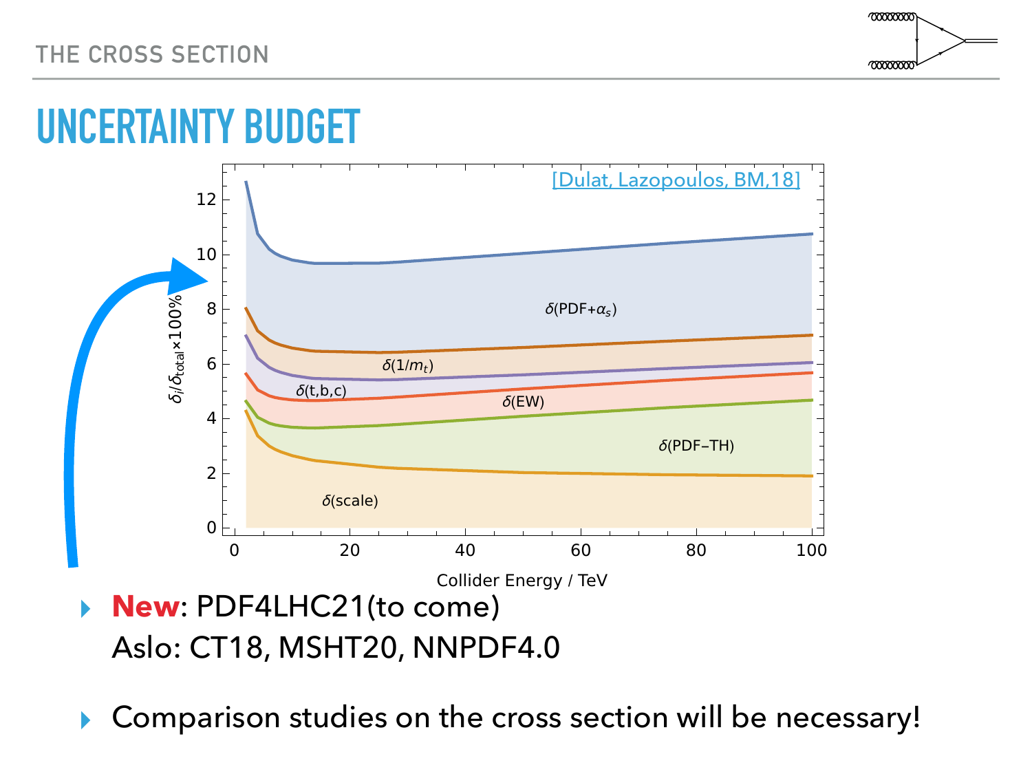THE CROSS SECTION

# UNCERTAINTY BUDGET

[Dulat, Lazopoulos, BM,18]

$\delta_i/\delta_{\text{total}} \times 100\%$

12

10

8

6

4

2

0

$\delta$(PDF+$\alpha_s$)

$\delta(1/m_t)$

$\delta$(t,b,c)

$\delta$(EW)

$\delta$(PDF–TH)

$\delta$(scale)

0 20 40 60 80 100

Collider Energy / TeV

- **New**: PDF4LHC21(to come)
  Aslo: CT18, MSHT20, NNPDF4.0

- Comparison studies on the cross section will be necessary!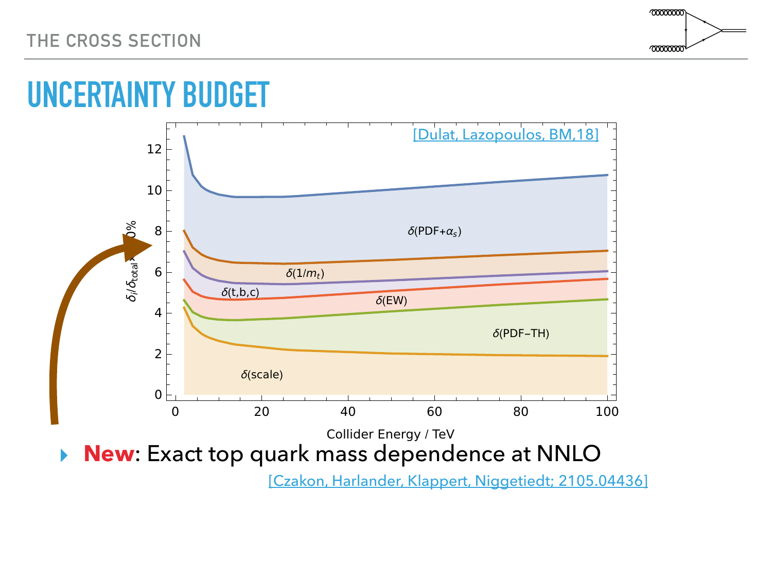THE CROSS SECTION

# UNCERTAINTY BUDGET

[Dulat, Lazopoulos, BM,18]

$\delta_i/\delta_{\text{total}} \times 100\%$

12
10
8
6
4
2
0

$\delta(\text{PDF}+\alpha_s)$

$\delta(1/m_t)$

$\delta(\text{t,b,c})$

$\delta(\text{EW})$

$\delta(\text{PDF–TH})$

$\delta(\text{scale})$

0 20 40 60 80 100

Collider Energy / TeV

- **New**: Exact top quark mass dependence at NNLO

[Czakon, Harlander, Klappert, Niggetiedt; 2105.04436]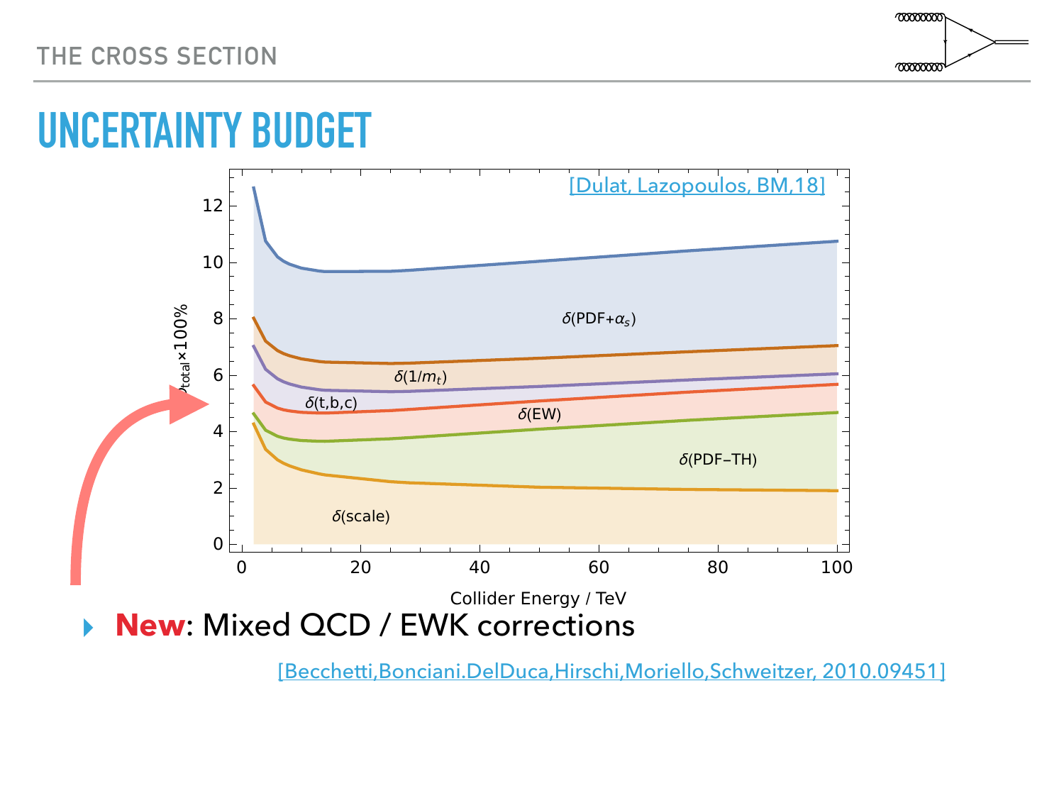THE CROSS SECTION

# UNCERTAINTY BUDGET

[Dulat, Lazopoulos, BM,18]

$\delta_{\text{total}}\times 100\%$

12
10
8
6
4
2
0

0 20 40 60 80 100

Collider Energy / TeV

$\delta(\text{PDF}+\alpha_s)$

$\delta(1/m_t)$

$\delta(\text{t,b,c})$

$\delta(\text{EW})$

$\delta(\text{PDF–TH})$

$\delta(\text{scale})$

- **New**: Mixed QCD / EWK corrections

[Becchetti,Bonciani.DelDuca,Hirschi,Moriello,Schweitzer, 2010.09451]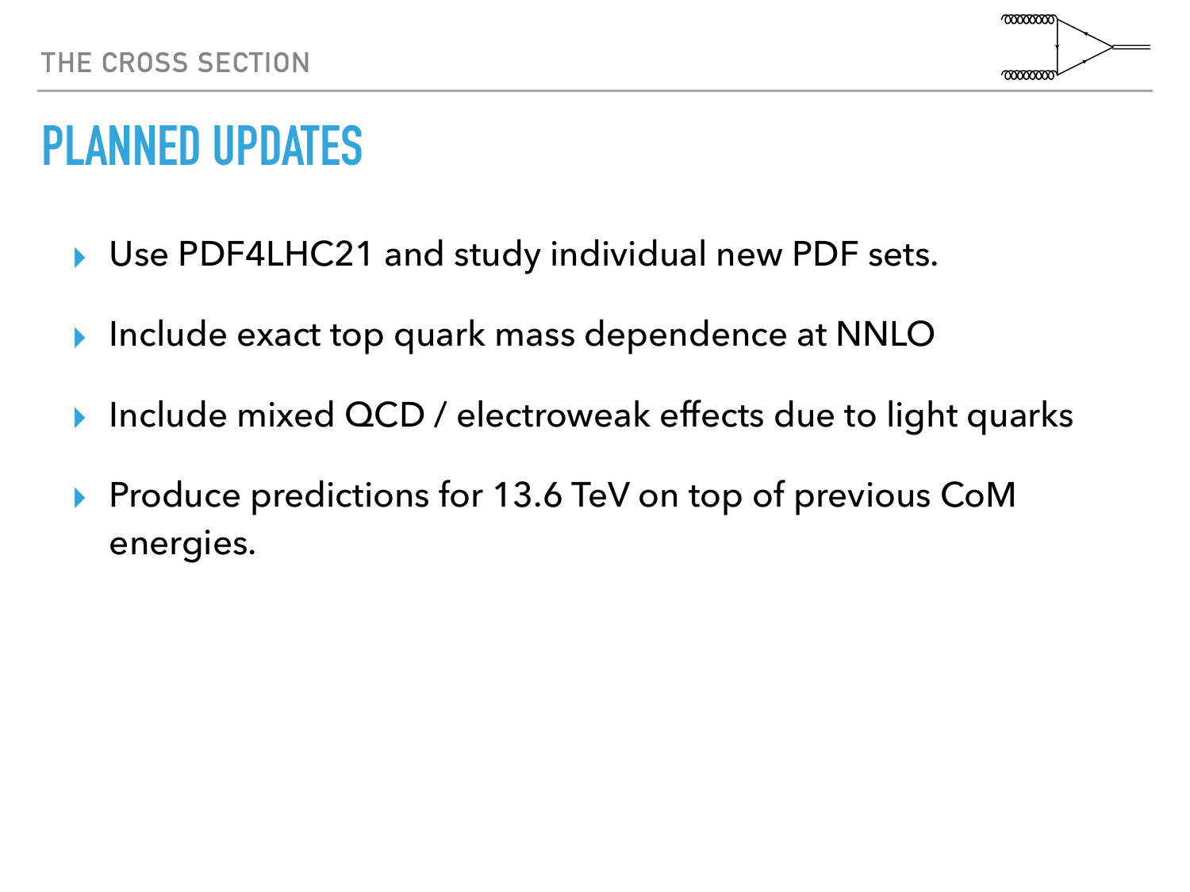## PLANNED UPDATES

- Use PDF4LHC21 and study individual new PDF sets.
- Include exact top quark mass dependence at NNLO
- Include mixed QCD / electroweak effects due to light quarks
- Produce predictions for 13.6 TeV on top of previous CoM energies.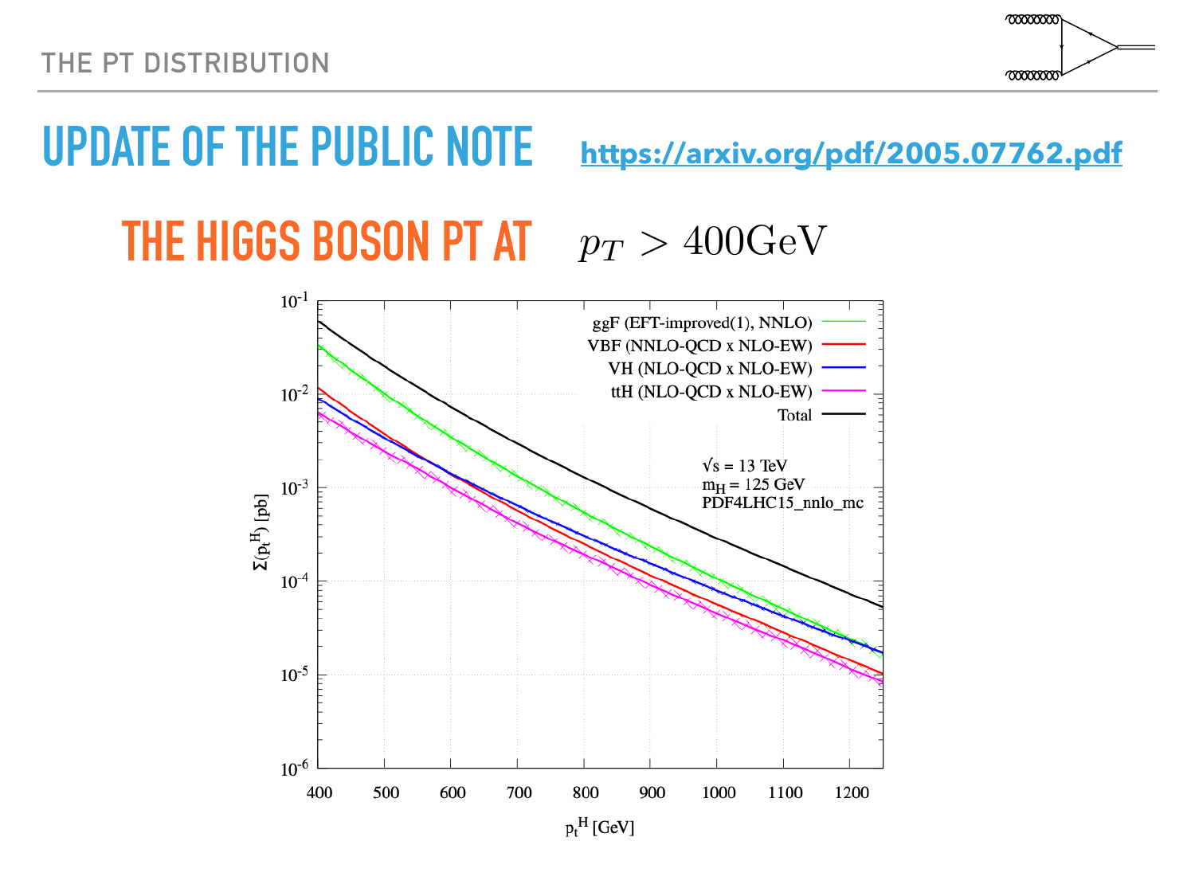## UPDATE OF THE PUBLIC NOTE https://arxiv.org/pdf/2005.07762.pdf

### THE HIGGS BOSON PT AT $p_T > 400\text{GeV}$

ggF (EFT-improved(1), NNLO)
VBF (NNLO-QCD x NLO-EW)
VH (NLO-QCD x NLO-EW)
ttH (NLO-QCD x NLO-EW)
Total

√s = 13 TeV
$m_H$ = 125 GeV
PDF4LHC15_nnlo_mc

$\Sigma(p_t^H)$ [pb]

$10^{-1}$
$10^{-2}$
$10^{-3}$
$10^{-4}$
$10^{-5}$
$10^{-6}$

400 500 600 700 800 900 1000 1100 1200

$p_t^H$ [GeV]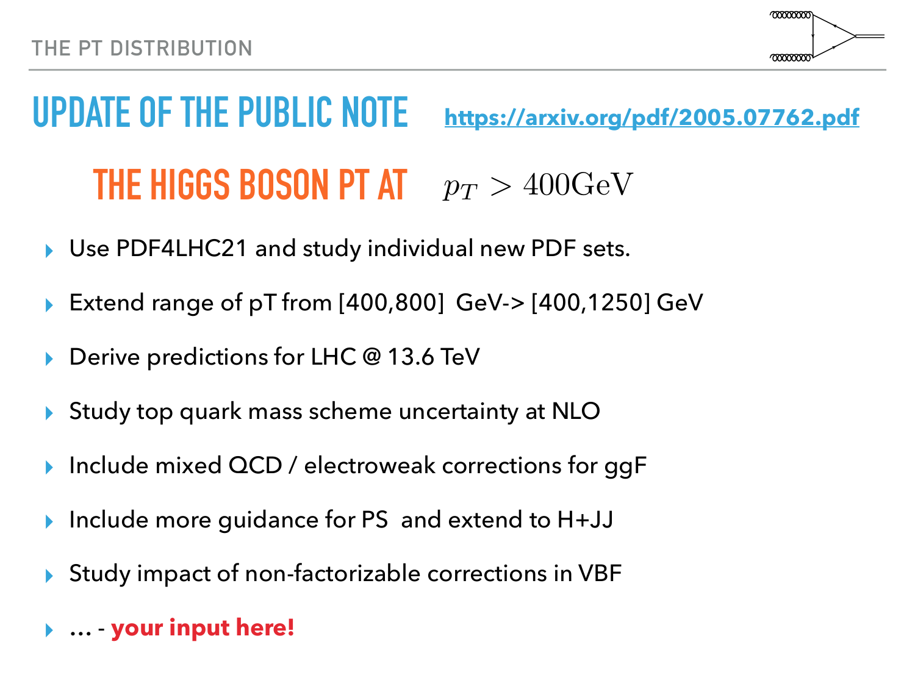THE PT DISTRIBUTION

# UPDATE OF THE PUBLIC NOTE https://arxiv.org/pdf/2005.07762.pdf

## THE HIGGS BOSON PT AT $p_T > 400\text{GeV}$

- Use PDF4LHC21 and study individual new PDF sets.
- Extend range of pT from [400,800] GeV-> [400,1250] GeV
- Derive predictions for LHC @ 13.6 TeV
- Study top quark mass scheme uncertainty at NLO
- Include mixed QCD / electroweak corrections for ggF
- Include more guidance for PS and extend to H+JJ
- Study impact of non-factorizable corrections in VBF
- … - **your input here!**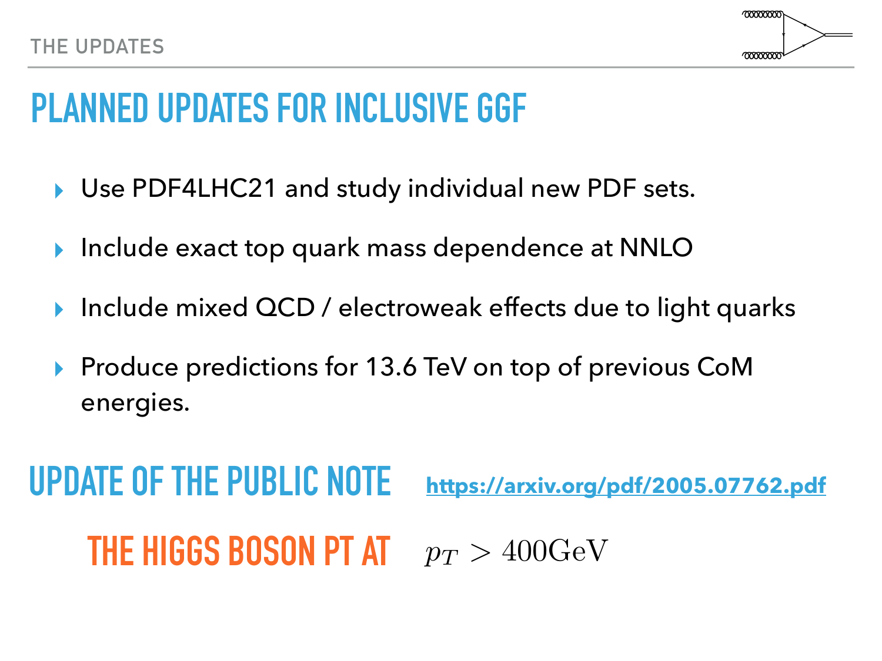## PLANNED UPDATES FOR INCLUSIVE GGF

- Use PDF4LHC21 and study individual new PDF sets.
- Include exact top quark mass dependence at NNLO
- Include mixed QCD / electroweak effects due to light quarks
- Produce predictions for 13.6 TeV on top of previous CoM energies.

## UPDATE OF THE PUBLIC NOTE https://arxiv.org/pdf/2005.07762.pdf

## THE HIGGS BOSON PT AT $p_T > 400\text{GeV}$